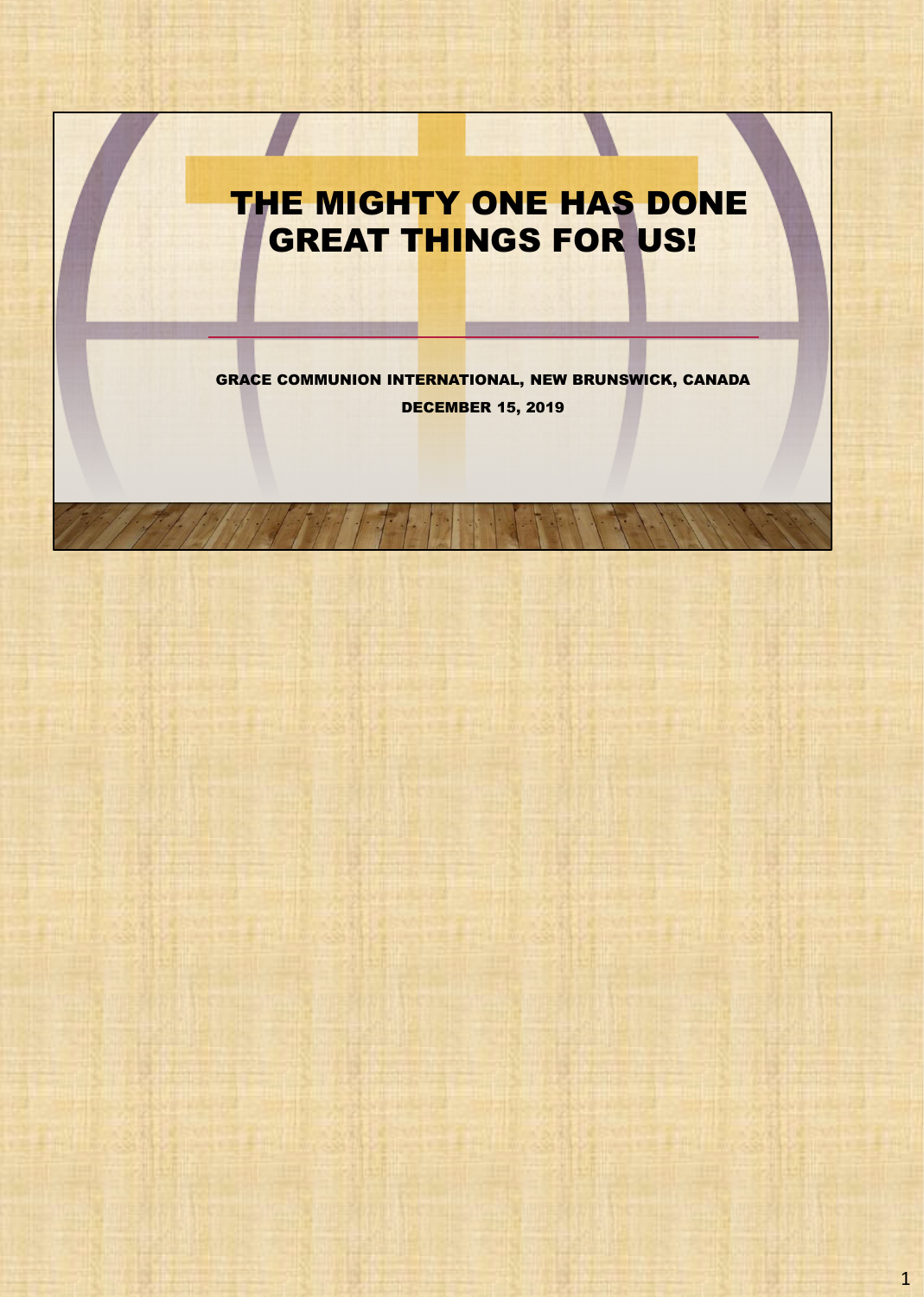# THE MIGHTY ONE HAS DONE GREAT THINGS FOR US!

GRACE COMMUNION INTERNATIONAL, NEW BRUNSWICK, CANADA

DECEMBER 15, 2019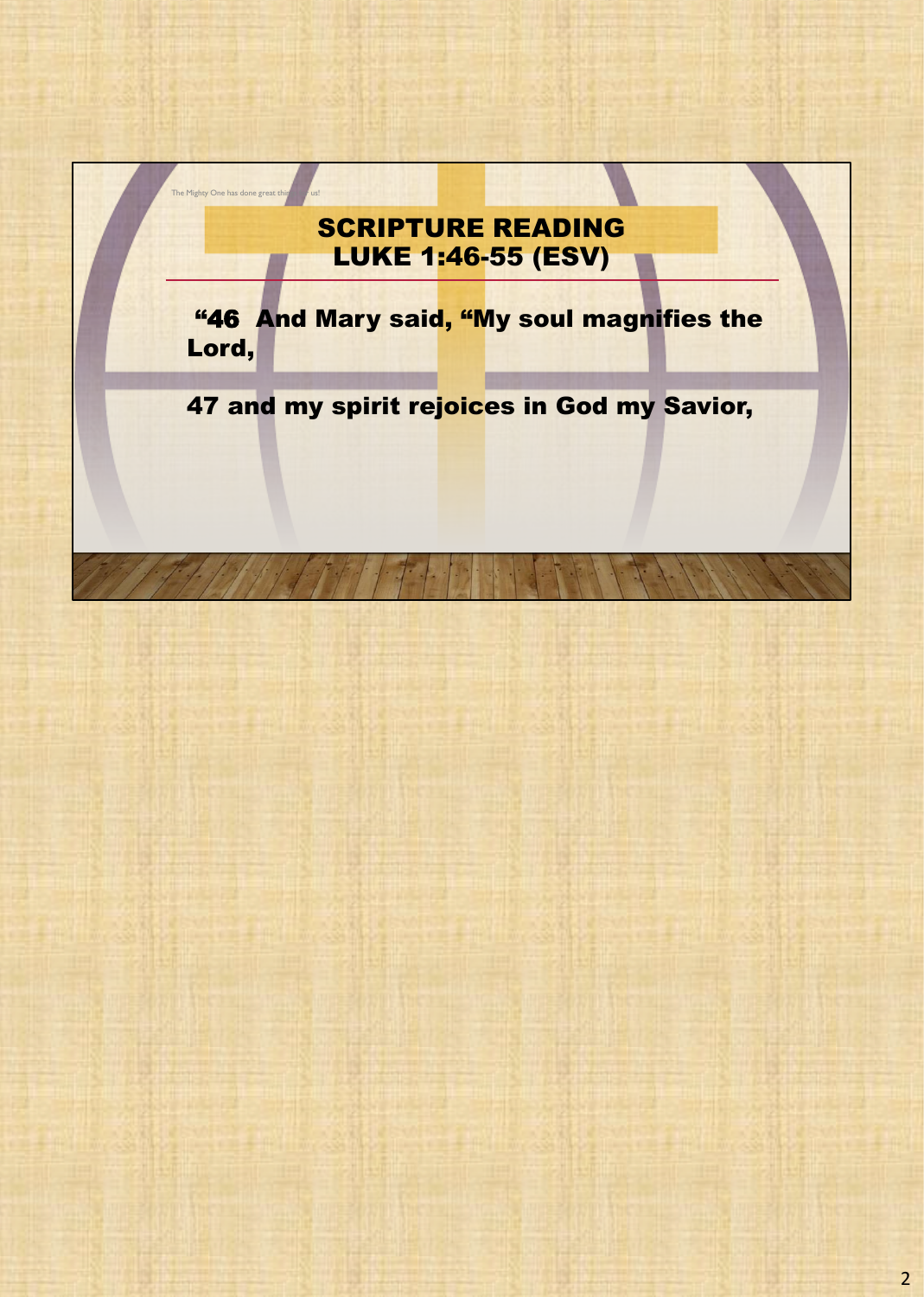The Mighty One has done great thi... us!

## SCRIPTURE READING
## LUKE 1:46-55 (ESV)

**"46 And Mary said, "My soul magnifies the Lord,**

**47 and my spirit rejoices in God my Savior,**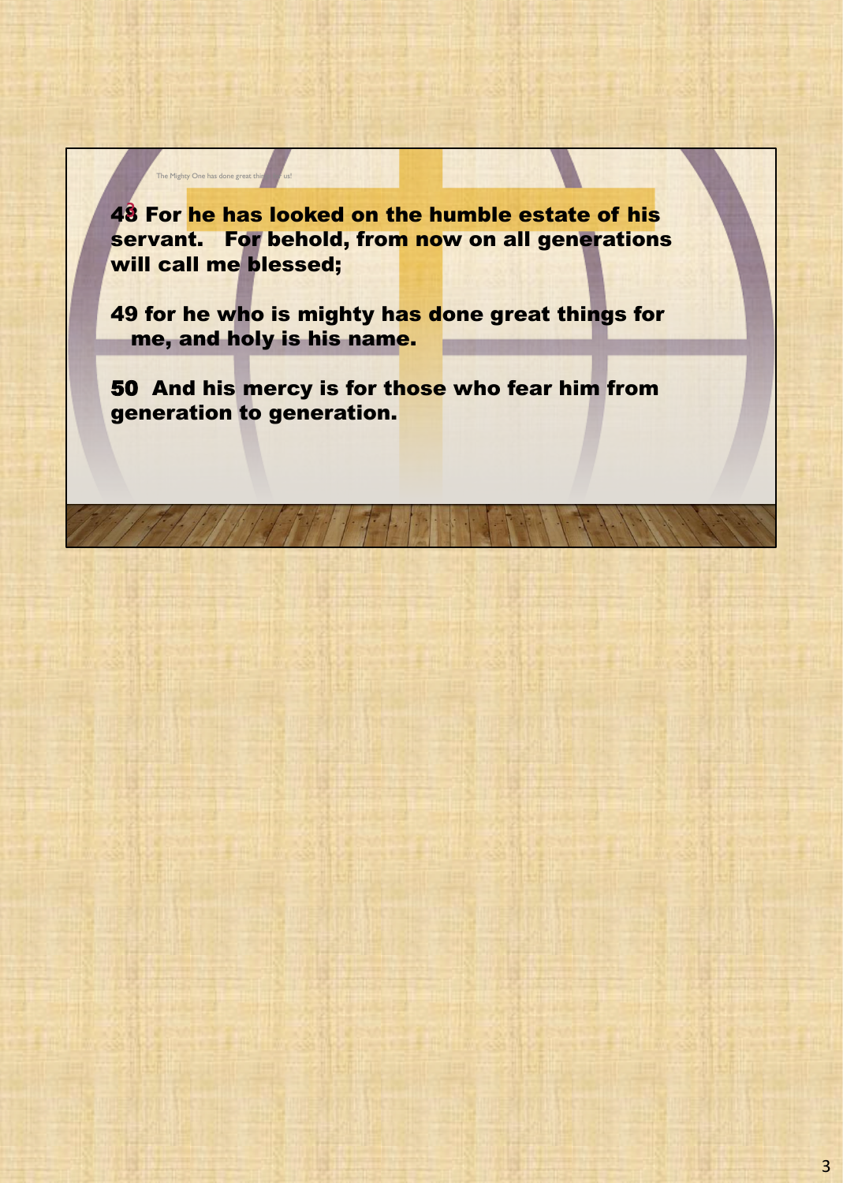The Mighty One has done great thi... us!

48 For he has looked on the humble estate of his servant. For behold, from now on all generations will call me blessed;

49 for he who is mighty has done great things for me, and holy is his name.

50 And his mercy is for those who fear him from generation to generation.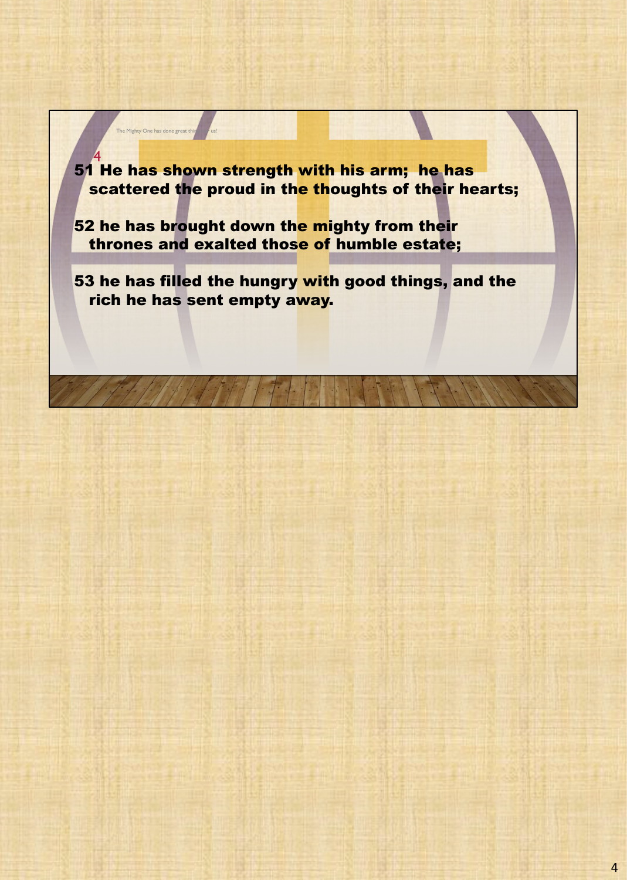The Mighty One has done great things for us!

4

**51 He has shown strength with his arm; he has scattered the proud in the thoughts of their hearts;**

**52 he has brought down the mighty from their thrones and exalted those of humble estate;**

**53 he has filled the hungry with good things, and the rich he has sent empty away.**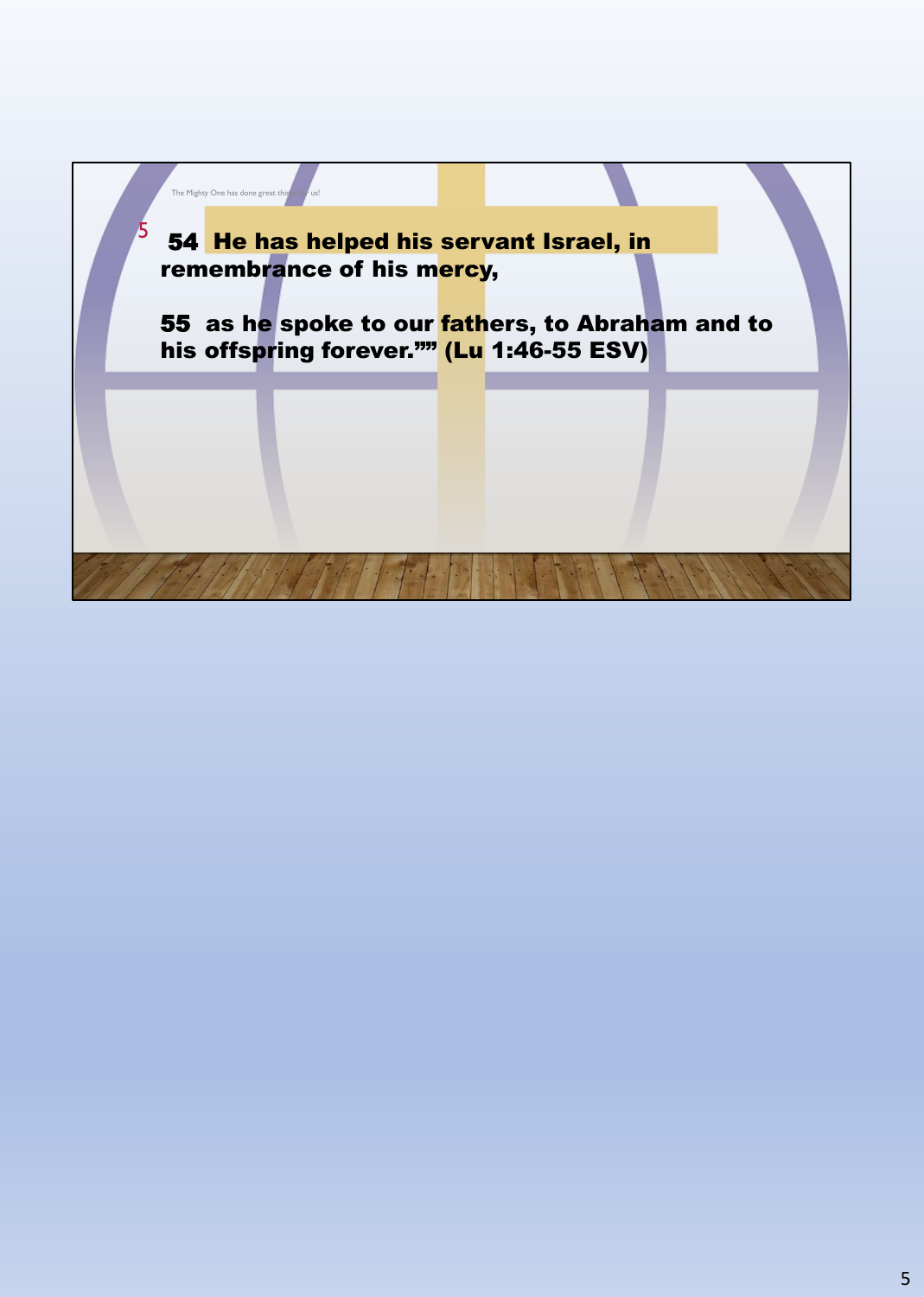The Mighty One has done great things for us!

5

**54 He has helped his servant Israel, in remembrance of his mercy,**

**55 as he spoke to our fathers, to Abraham and to his offspring forever."" (Lu 1:46-55 ESV)**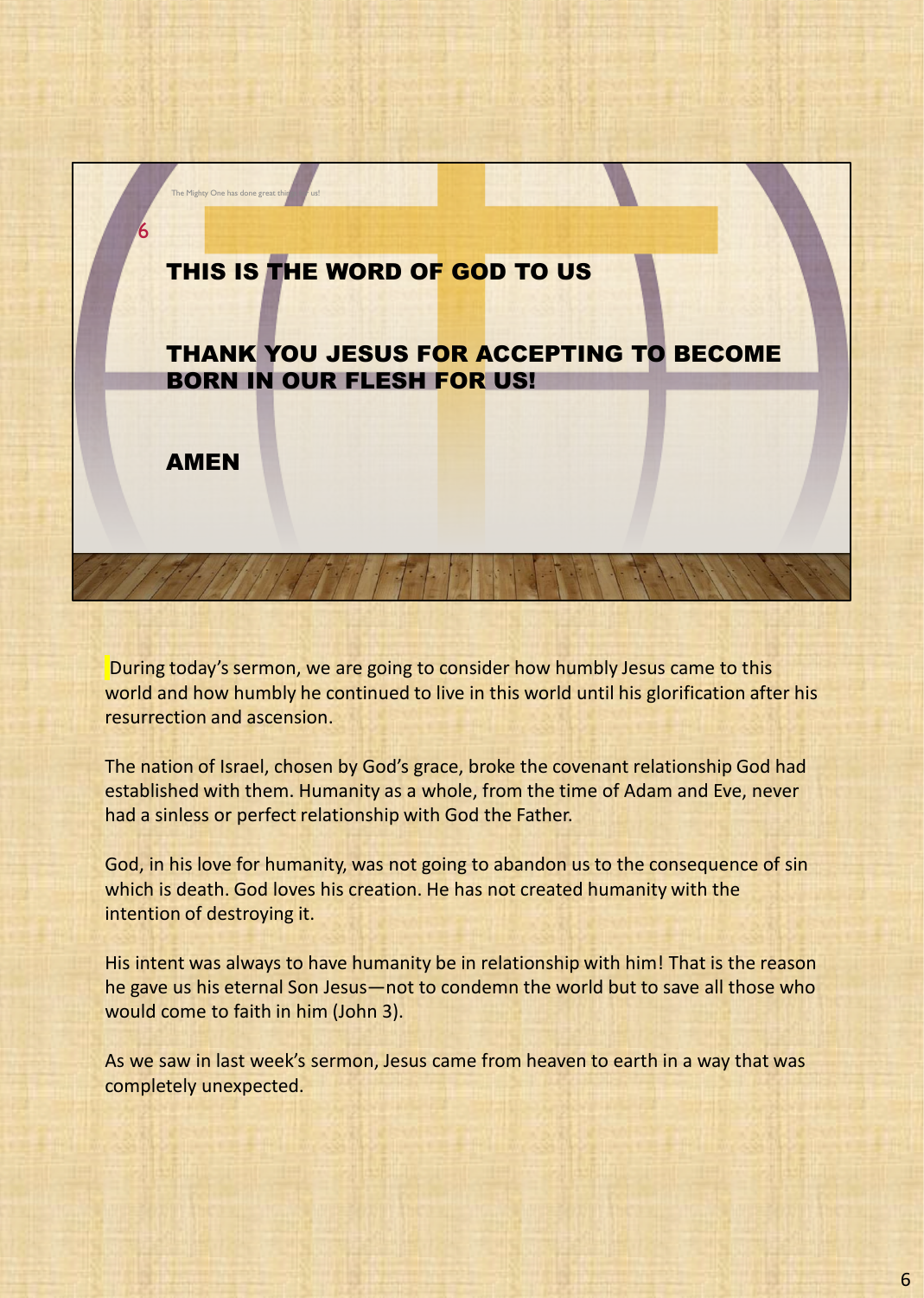The Mighty One has done great things for us!

6

**THIS IS THE WORD OF GOD TO US**

**THANK YOU JESUS FOR ACCEPTING TO BECOME BORN IN OUR FLESH FOR US!**

**AMEN**

During today's sermon, we are going to consider how humbly Jesus came to this world and how humbly he continued to live in this world until his glorification after his resurrection and ascension.

The nation of Israel, chosen by God's grace, broke the covenant relationship God had established with them. Humanity as a whole, from the time of Adam and Eve, never had a sinless or perfect relationship with God the Father.

God, in his love for humanity, was not going to abandon us to the consequence of sin which is death. God loves his creation. He has not created humanity with the intention of destroying it.

His intent was always to have humanity be in relationship with him! That is the reason he gave us his eternal Son Jesus—not to condemn the world but to save all those who would come to faith in him (John 3).

As we saw in last week's sermon, Jesus came from heaven to earth in a way that was completely unexpected.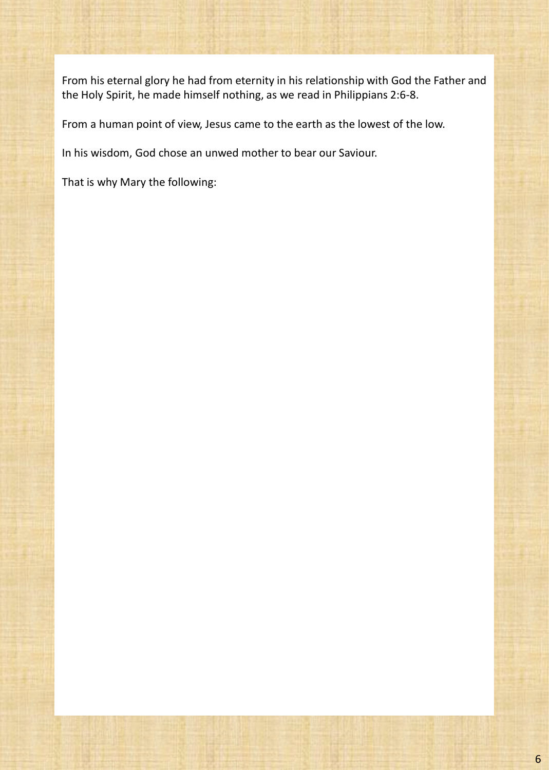From his eternal glory he had from eternity in his relationship with God the Father and the Holy Spirit, he made himself nothing, as we read in Philippians 2:6-8.

From a human point of view, Jesus came to the earth as the lowest of the low.

In his wisdom, God chose an unwed mother to bear our Saviour.

That is why Mary the following: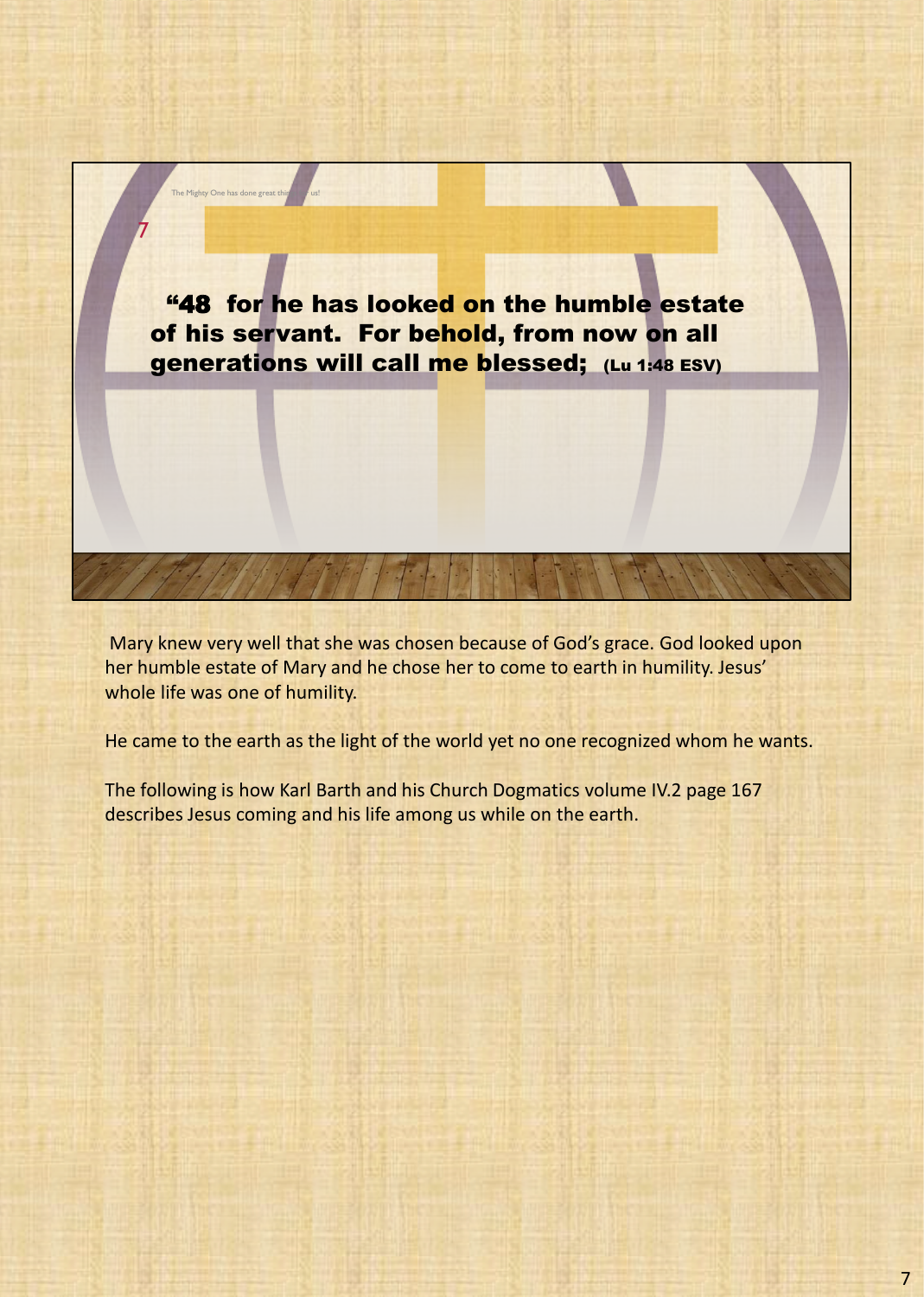The Mighty One has done great things for us!

7

**“48 for he has looked on the humble estate of his servant. For behold, from now on all generations will call me blessed; (Lu 1:48 ESV)**

Mary knew very well that she was chosen because of God’s grace. God looked upon her humble estate of Mary and he chose her to come to earth in humility. Jesus’ whole life was one of humility.

He came to the earth as the light of the world yet no one recognized whom he wants.

The following is how Karl Barth and his Church Dogmatics volume IV.2 page 167 describes Jesus coming and his life among us while on the earth.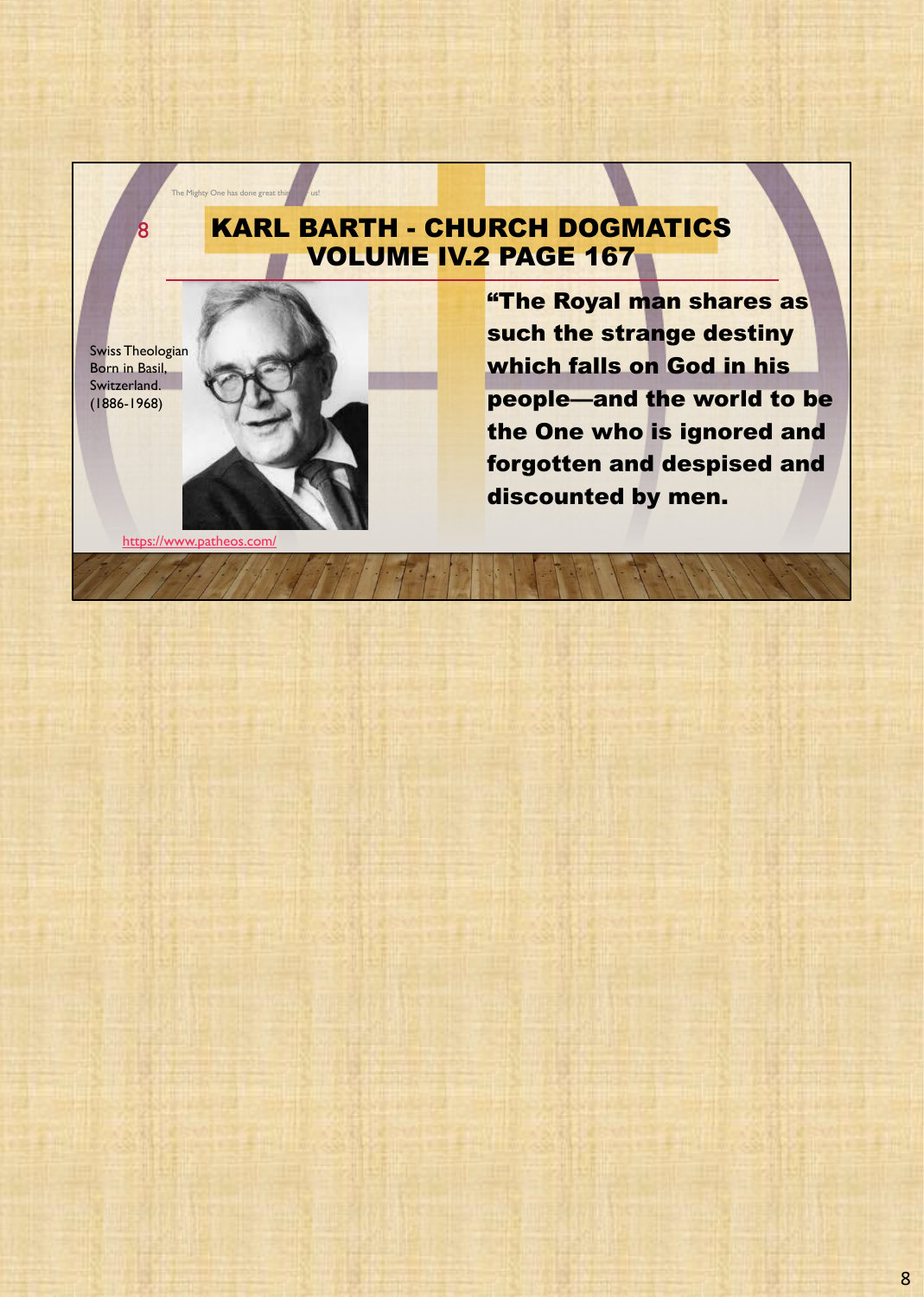The Mighty One has done great things for us!

# KARL BARTH - CHURCH DOGMATICS VOLUME IV.2 PAGE 167

Swiss Theologian Born in Basil, Switzerland. (1886-1968)

https://www.patheos.com/

**"The Royal man shares as such the strange destiny which falls on God in his people—and the world to be the One who is ignored and forgotten and despised and discounted by men.**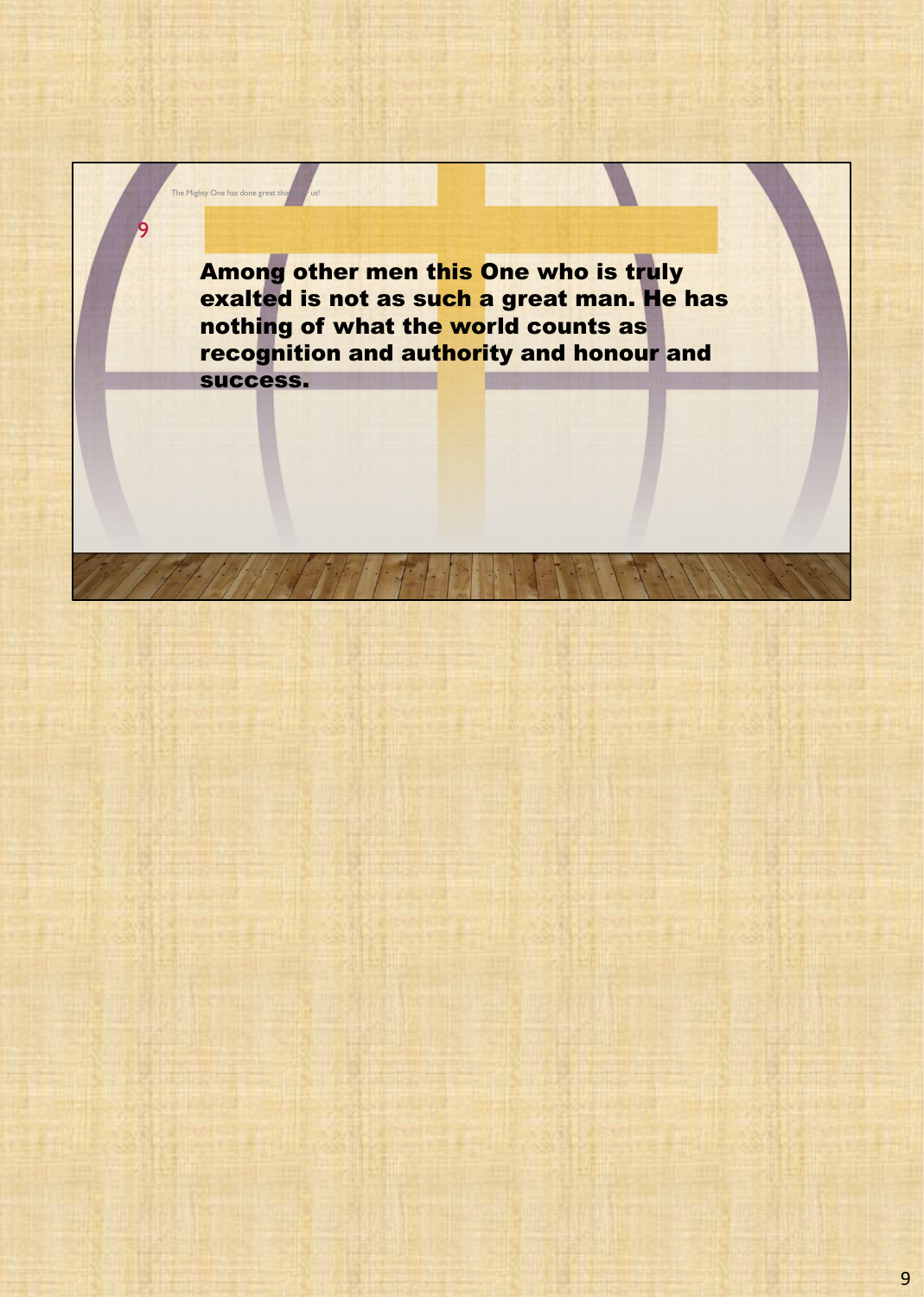Among other men this One who is truly exalted is not as such a great man. He has nothing of what the world counts as recognition and authority and honour and success.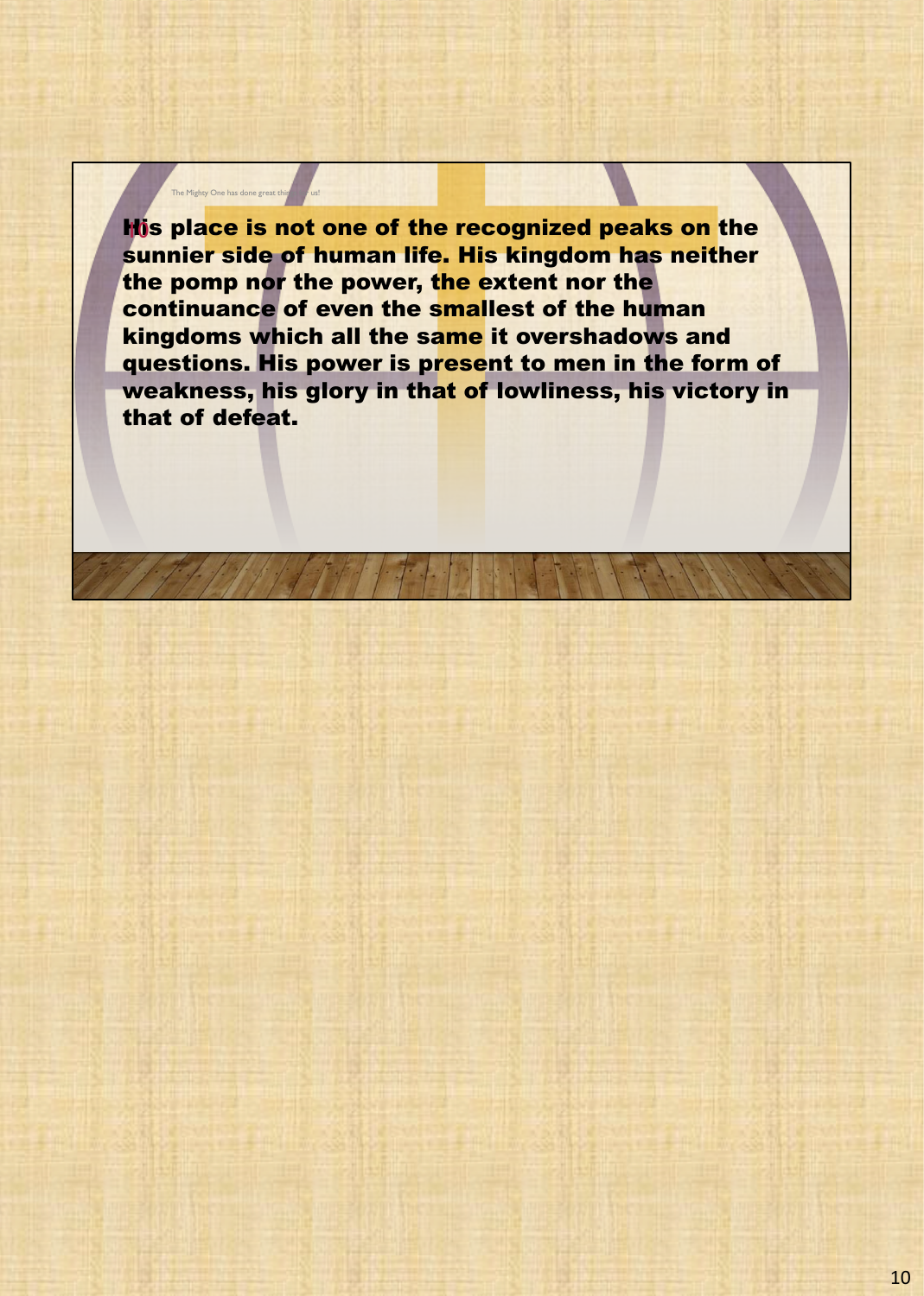His place is not one of the recognized peaks on the sunnier side of human life. His kingdom has neither the pomp nor the power, the extent nor the continuance of even the smallest of the human kingdoms which all the same it overshadows and questions. His power is present to men in the form of weakness, his glory in that of lowliness, his victory in that of defeat.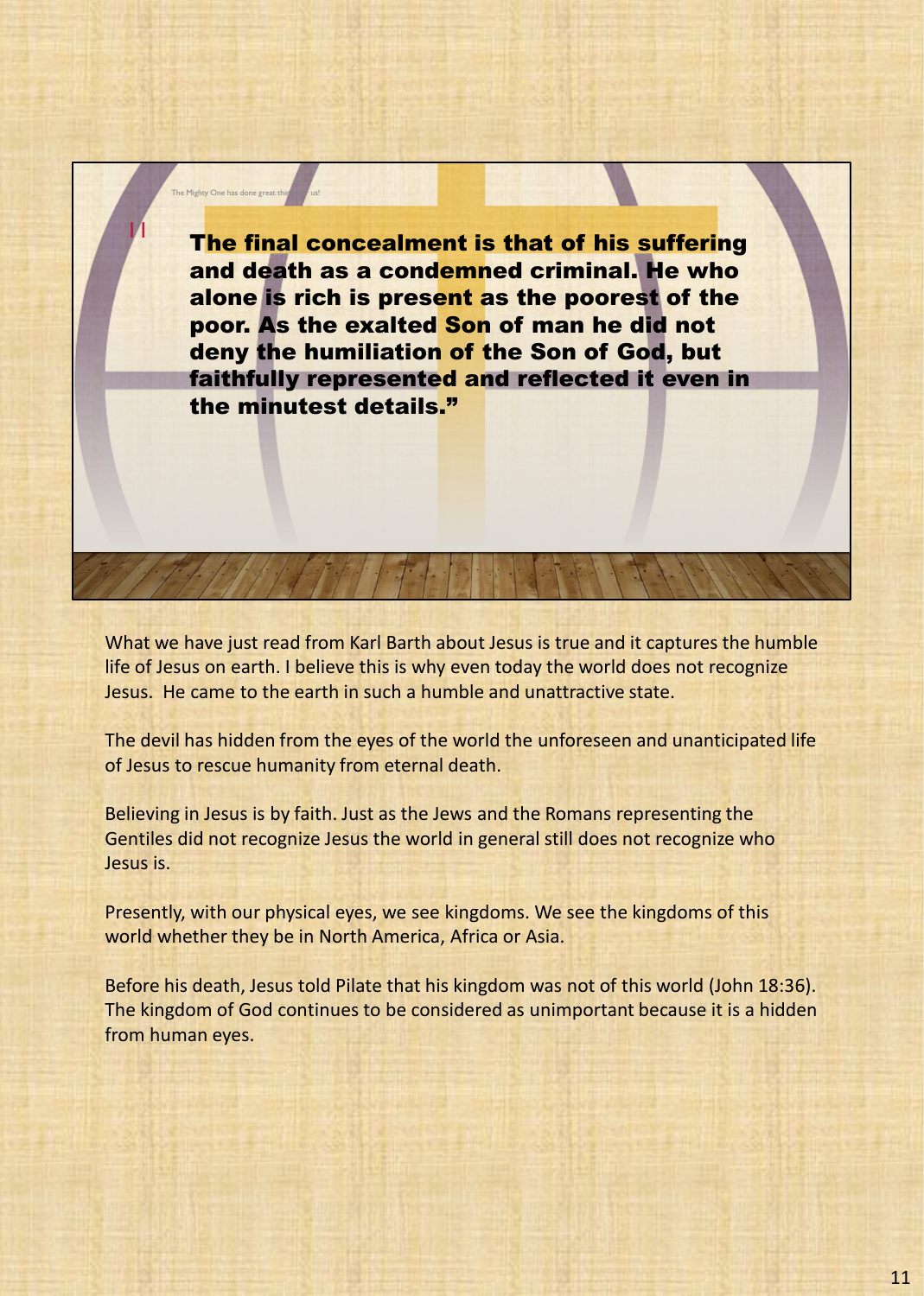The final concealment is that of his suffering and death as a condemned criminal. He who alone is rich is present as the poorest of the poor. As the exalted Son of man he did not deny the humiliation of the Son of God, but faithfully represented and reflected it even in the minutest details."

What we have just read from Karl Barth about Jesus is true and it captures the humble life of Jesus on earth. I believe this is why even today the world does not recognize Jesus. He came to the earth in such a humble and unattractive state.

The devil has hidden from the eyes of the world the unforeseen and unanticipated life of Jesus to rescue humanity from eternal death.

Believing in Jesus is by faith. Just as the Jews and the Romans representing the Gentiles did not recognize Jesus the world in general still does not recognize who Jesus is.

Presently, with our physical eyes, we see kingdoms. We see the kingdoms of this world whether they be in North America, Africa or Asia.

Before his death, Jesus told Pilate that his kingdom was not of this world (John 18:36). The kingdom of God continues to be considered as unimportant because it is a hidden from human eyes.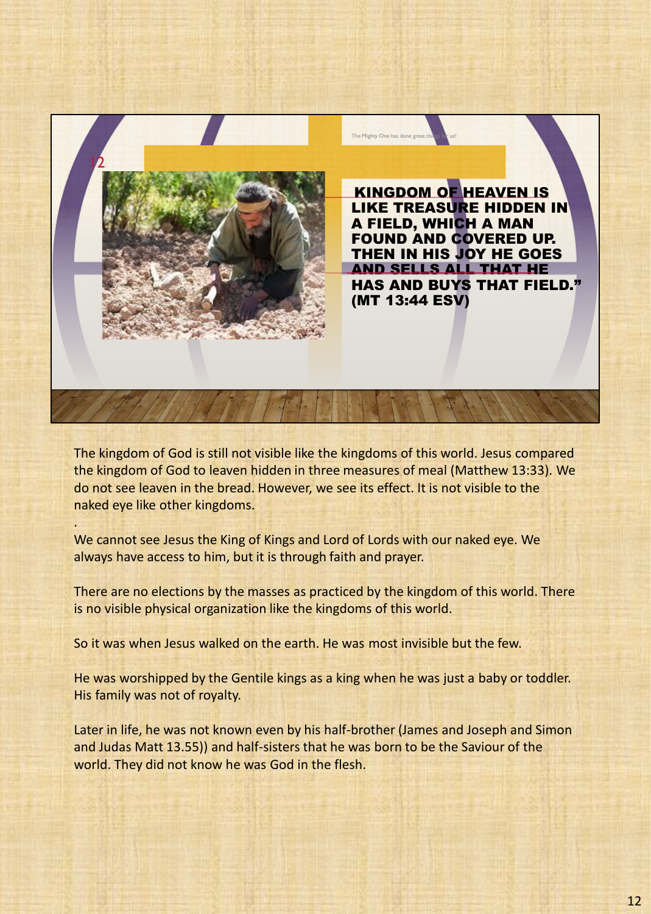KINGDOM OF HEAVEN IS LIKE TREASURE HIDDEN IN A FIELD, WHICH A MAN FOUND AND COVERED UP. THEN IN HIS JOY HE GOES AND SELLS ALL THAT HE HAS AND BUYS THAT FIELD." (MT 13:44 ESV)

The kingdom of God is still not visible like the kingdoms of this world. Jesus compared the kingdom of God to leaven hidden in three measures of meal (Matthew 13:33). We do not see leaven in the bread. However, we see its effect. It is not visible to the naked eye like other kingdoms.

We cannot see Jesus the King of Kings and Lord of Lords with our naked eye. We always have access to him, but it is through faith and prayer.

There are no elections by the masses as practiced by the kingdom of this world. There is no visible physical organization like the kingdoms of this world.

So it was when Jesus walked on the earth. He was most invisible but the few.

He was worshipped by the Gentile kings as a king when he was just a baby or toddler. His family was not of royalty.

Later in life, he was not known even by his half-brother (James and Joseph and Simon and Judas Matt 13.55)) and half-sisters that he was born to be the Saviour of the world. They did not know he was God in the flesh.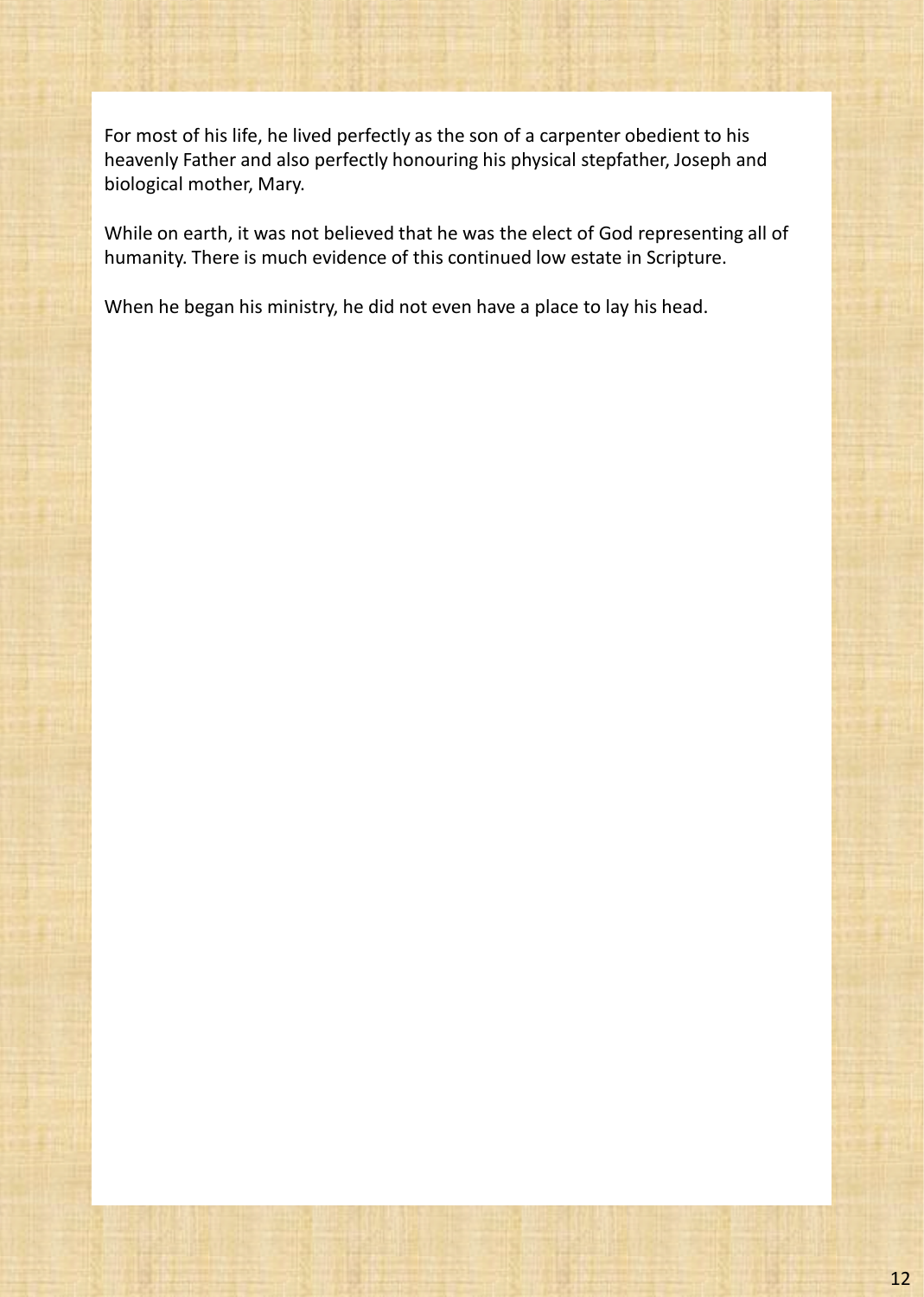For most of his life, he lived perfectly as the son of a carpenter obedient to his heavenly Father and also perfectly honouring his physical stepfather, Joseph and biological mother, Mary.

While on earth, it was not believed that he was the elect of God representing all of humanity. There is much evidence of this continued low estate in Scripture.

When he began his ministry, he did not even have a place to lay his head.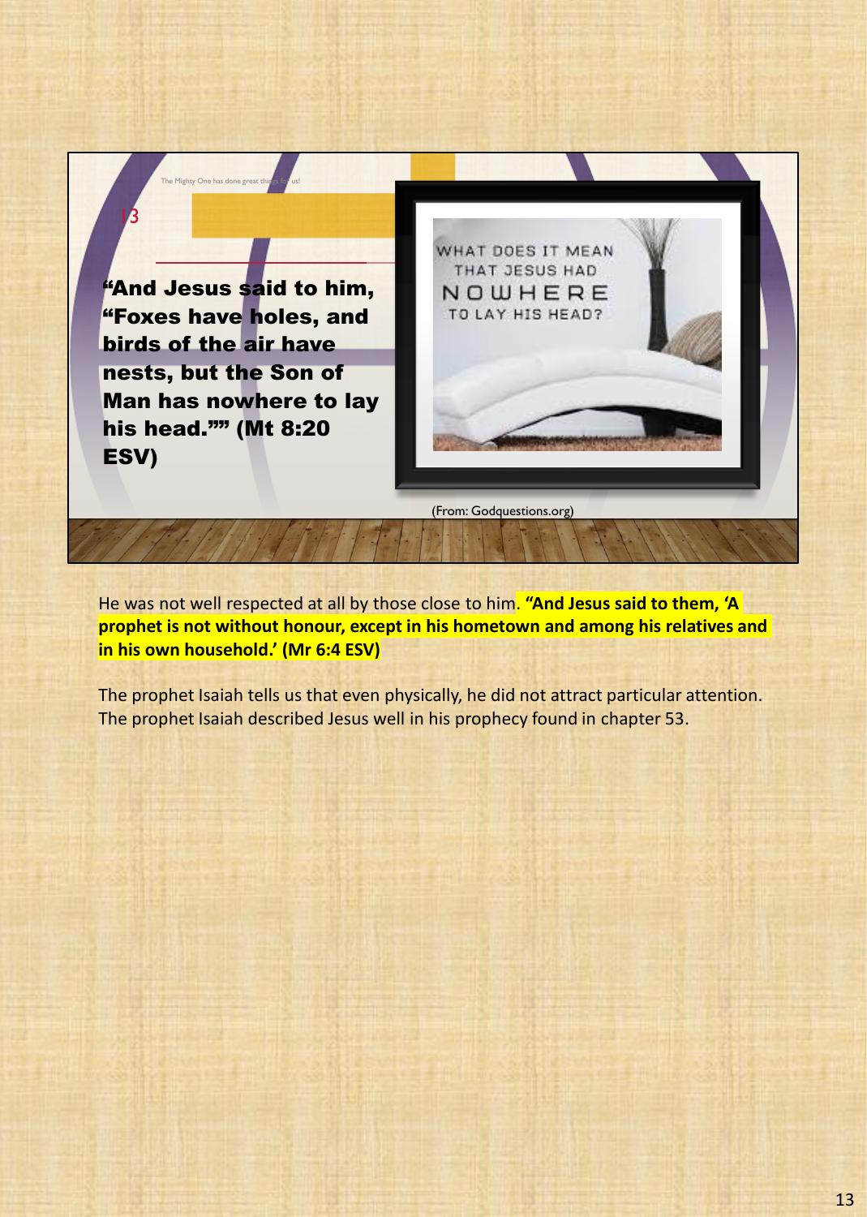The Mighty One has done great things for us!

13

**"And Jesus said to him, "Foxes have holes, and birds of the air have nests, but the Son of Man has nowhere to lay his head."" (Mt 8:20 ESV)**

WHAT DOES IT MEAN THAT JESUS HAD NOWHERE TO LAY HIS HEAD?

(From: Godquestions.org)

He was not well respected at all by those close to him. **"And Jesus said to them, 'A prophet is not without honour, except in his hometown and among his relatives and in his own household.' (Mr 6:4 ESV)**

The prophet Isaiah tells us that even physically, he did not attract particular attention. The prophet Isaiah described Jesus well in his prophecy found in chapter 53.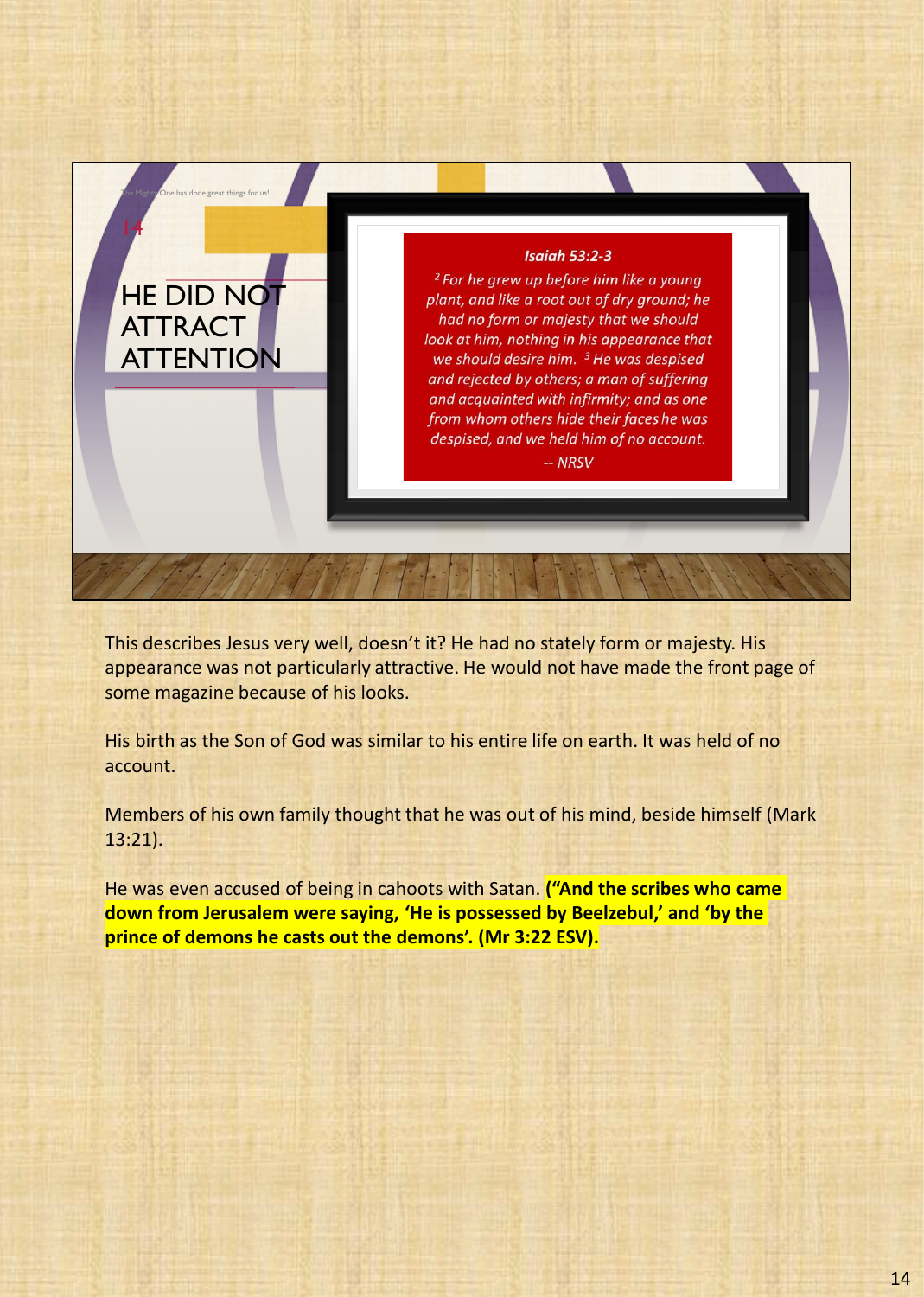The Mighty One has done great things for us!

14

# HE DID NOT ATTRACT ATTENTION

***Isaiah 53:2-3***

*[2] For he grew up before him like a young plant, and like a root out of dry ground; he had no form or majesty that we should look at him, nothing in his appearance that we should desire him. [3] He was despised and rejected by others; a man of suffering and acquainted with infirmity; and as one from whom others hide their faces he was despised, and we held him of no account.*

*-- NRSV*

This describes Jesus very well, doesn't it? He had no stately form or majesty. His appearance was not particularly attractive. He would not have made the front page of some magazine because of his looks.

His birth as the Son of God was similar to his entire life on earth. It was held of no account.

Members of his own family thought that he was out of his mind, beside himself (Mark 13:21).

He was even accused of being in cahoots with Satan. **("And the scribes who came down from Jerusalem were saying, 'He is possessed by Beelzebul,' and 'by the prince of demons he casts out the demons'. (Mr 3:22 ESV).**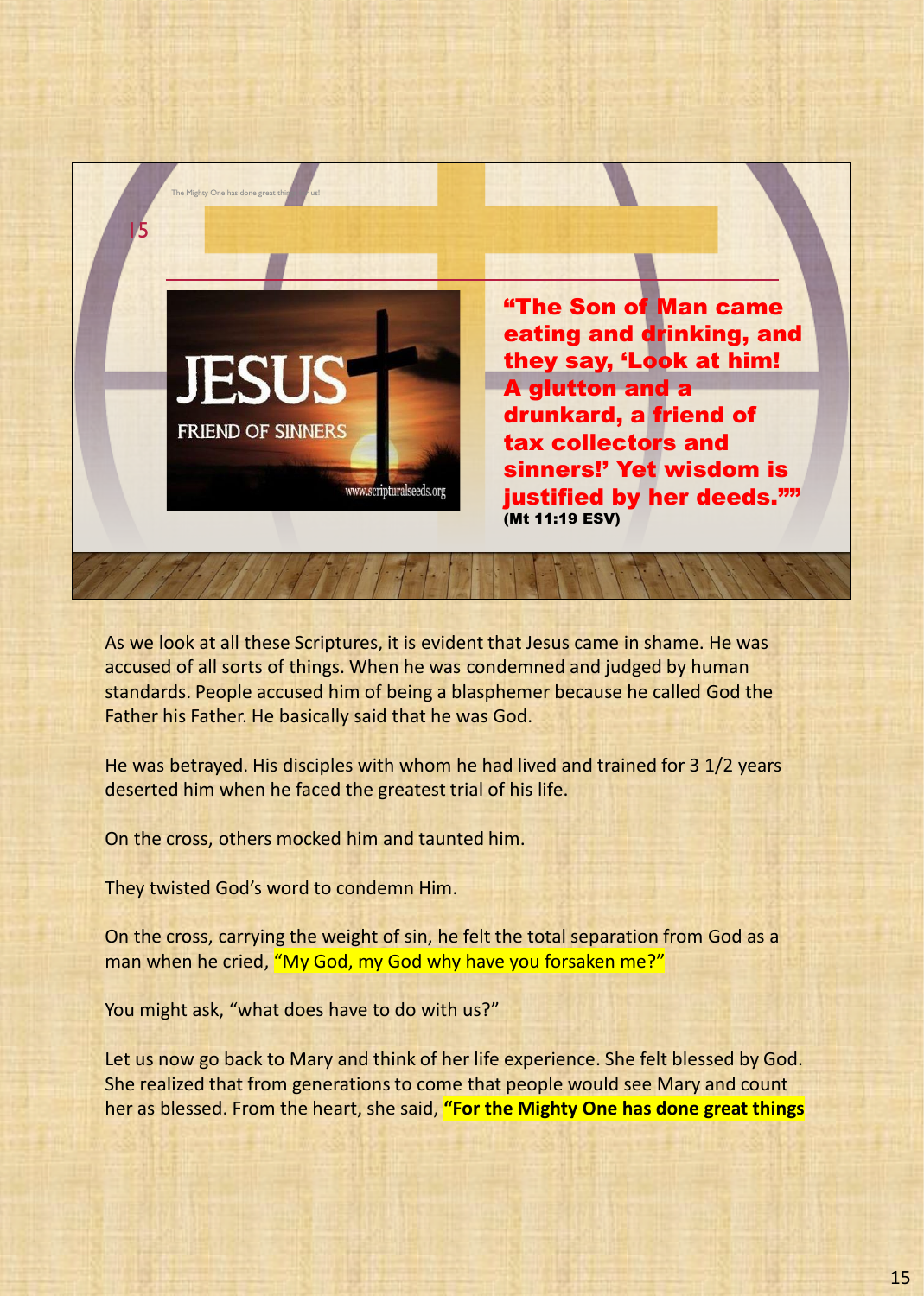15

“The Son of Man came eating and drinking, and they say, ‘Look at him! A glutton and a drunkard, a friend of tax collectors and sinners!’ Yet wisdom is justified by her deeds.”” (Mt 11:19 ESV)

As we look at all these Scriptures, it is evident that Jesus came in shame. He was accused of all sorts of things. When he was condemned and judged by human standards. People accused him of being a blasphemer because he called God the Father his Father. He basically said that he was God.

He was betrayed. His disciples with whom he had lived and trained for 3 1/2 years deserted him when he faced the greatest trial of his life.

On the cross, others mocked him and taunted him.

They twisted God’s word to condemn Him.

On the cross, carrying the weight of sin, he felt the total separation from God as a man when he cried, “My God, my God why have you forsaken me?”

You might ask, “what does have to do with us?”

Let us now go back to Mary and think of her life experience. She felt blessed by God. She realized that from generations to come that people would see Mary and count her as blessed. From the heart, she said, **“For the Mighty One has done great things**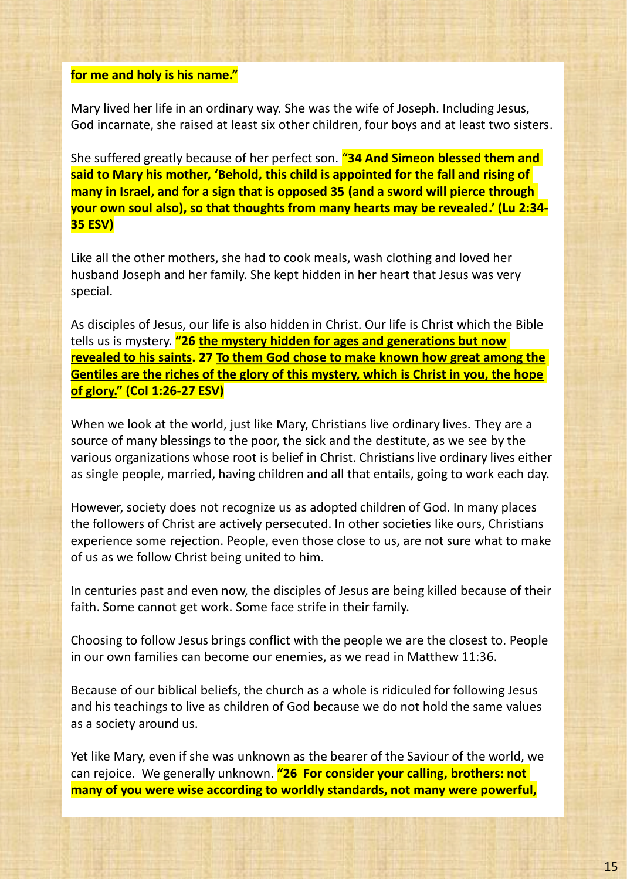**for me and holy is his name."**

Mary lived her life in an ordinary way. She was the wife of Joseph. Including Jesus, God incarnate, she raised at least six other children, four boys and at least two sisters.

She suffered greatly because of her perfect son. **"34 And Simeon blessed them and said to Mary his mother, 'Behold, this child is appointed for the fall and rising of many in Israel, and for a sign that is opposed 35 (and a sword will pierce through your own soul also), so that thoughts from many hearts may be revealed.' (Lu 2:34-35 ESV)**

Like all the other mothers, she had to cook meals, wash clothing and loved her husband Joseph and her family. She kept hidden in her heart that Jesus was very special.

As disciples of Jesus, our life is also hidden in Christ. Our life is Christ which the Bible tells us is mystery. **"26 <u>the mystery hidden for ages and generations but now revealed to his saints</u>. 27 <u>To them God chose to make known how great among the Gentiles are the riches of the glory of this mystery, which is Christ in you, the hope of glory.</u>" (Col 1:26-27 ESV)**

When we look at the world, just like Mary, Christians live ordinary lives. They are a source of many blessings to the poor, the sick and the destitute, as we see by the various organizations whose root is belief in Christ. Christians live ordinary lives either as single people, married, having children and all that entails, going to work each day.

However, society does not recognize us as adopted children of God. In many places the followers of Christ are actively persecuted. In other societies like ours, Christians experience some rejection. People, even those close to us, are not sure what to make of us as we follow Christ being united to him.

In centuries past and even now, the disciples of Jesus are being killed because of their faith. Some cannot get work. Some face strife in their family.

Choosing to follow Jesus brings conflict with the people we are the closest to. People in our own families can become our enemies, as we read in Matthew 11:36.

Because of our biblical beliefs, the church as a whole is ridiculed for following Jesus and his teachings to live as children of God because we do not hold the same values as a society around us.

Yet like Mary, even if she was unknown as the bearer of the Saviour of the world, we can rejoice. We generally unknown. **"26 For consider your calling, brothers: not many of you were wise according to worldly standards, not many were powerful,**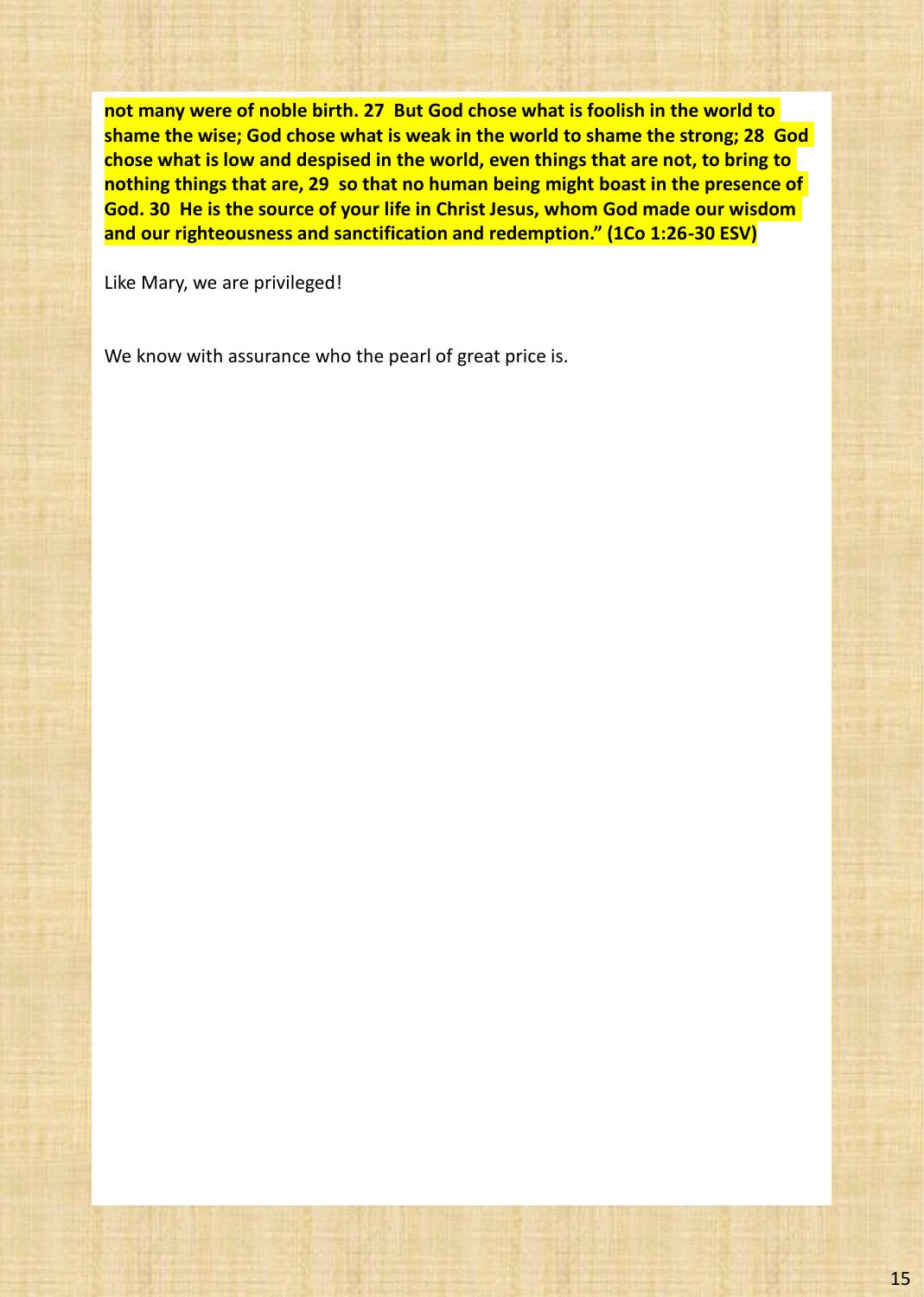**not many were of noble birth. 27 But God chose what is foolish in the world to shame the wise; God chose what is weak in the world to shame the strong; 28 God chose what is low and despised in the world, even things that are not, to bring to nothing things that are, 29 so that no human being might boast in the presence of God. 30 He is the source of your life in Christ Jesus, whom God made our wisdom and our righteousness and sanctification and redemption." (1Co 1:26-30 ESV)**

Like Mary, we are privileged!

We know with assurance who the pearl of great price is.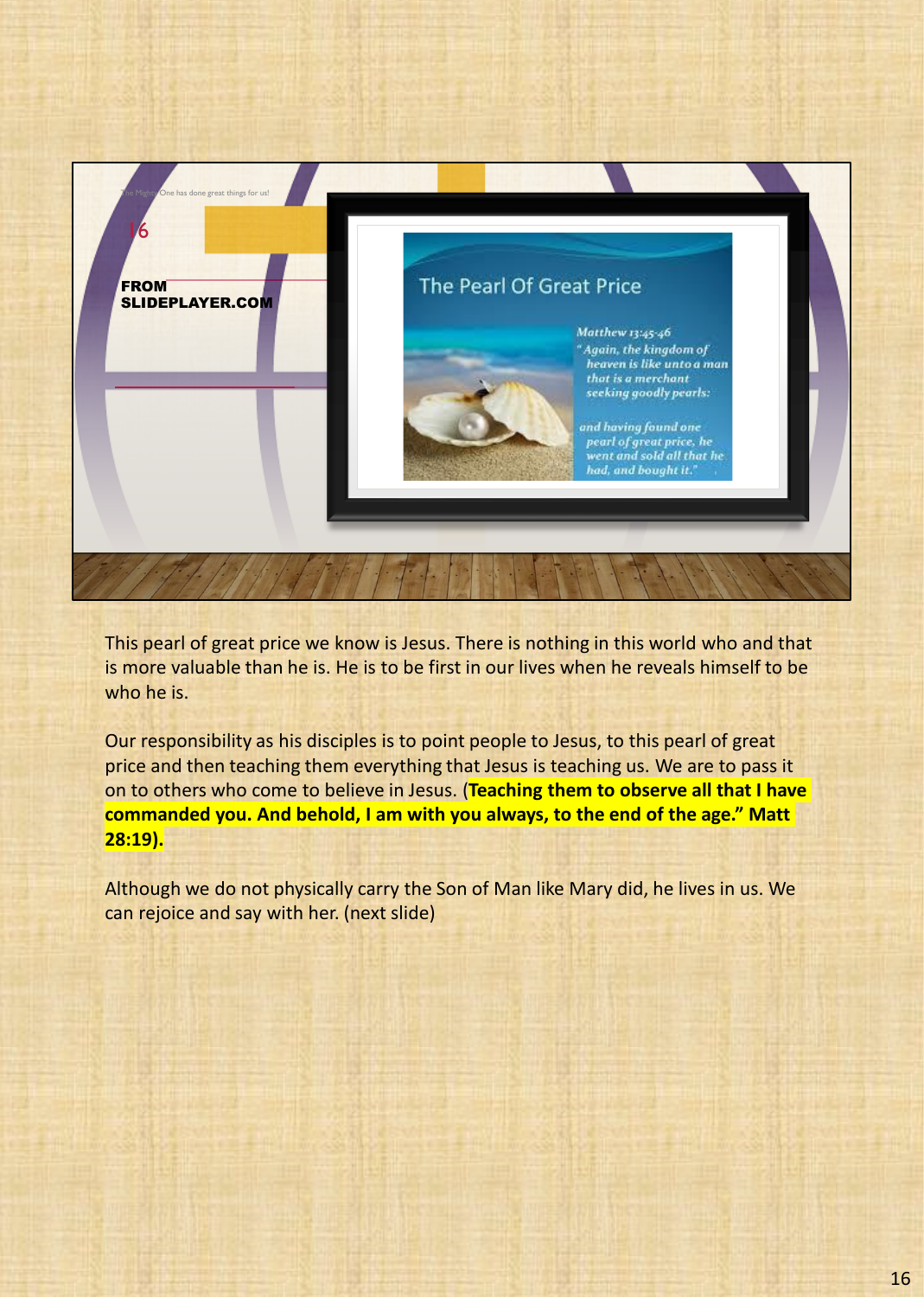The Mighty One has done great things for us!

16

FROM SLIDEPLAYER.COM

The Pearl Of Great Price

Matthew 13:45-46
"Again, the kingdom of heaven is like unto a man that is a merchant seeking goodly pearls:

and having found one pearl of great price, he went and sold all that he had, and bought it."

This pearl of great price we know is Jesus. There is nothing in this world who and that is more valuable than he is. He is to be first in our lives when he reveals himself to be who he is.

Our responsibility as his disciples is to point people to Jesus, to this pearl of great price and then teaching them everything that Jesus is teaching us. We are to pass it on to others who come to believe in Jesus. (**Teaching them to observe all that I have commanded you. And behold, I am with you always, to the end of the age." Matt 28:19).**

Although we do not physically carry the Son of Man like Mary did, he lives in us. We can rejoice and say with her. (next slide)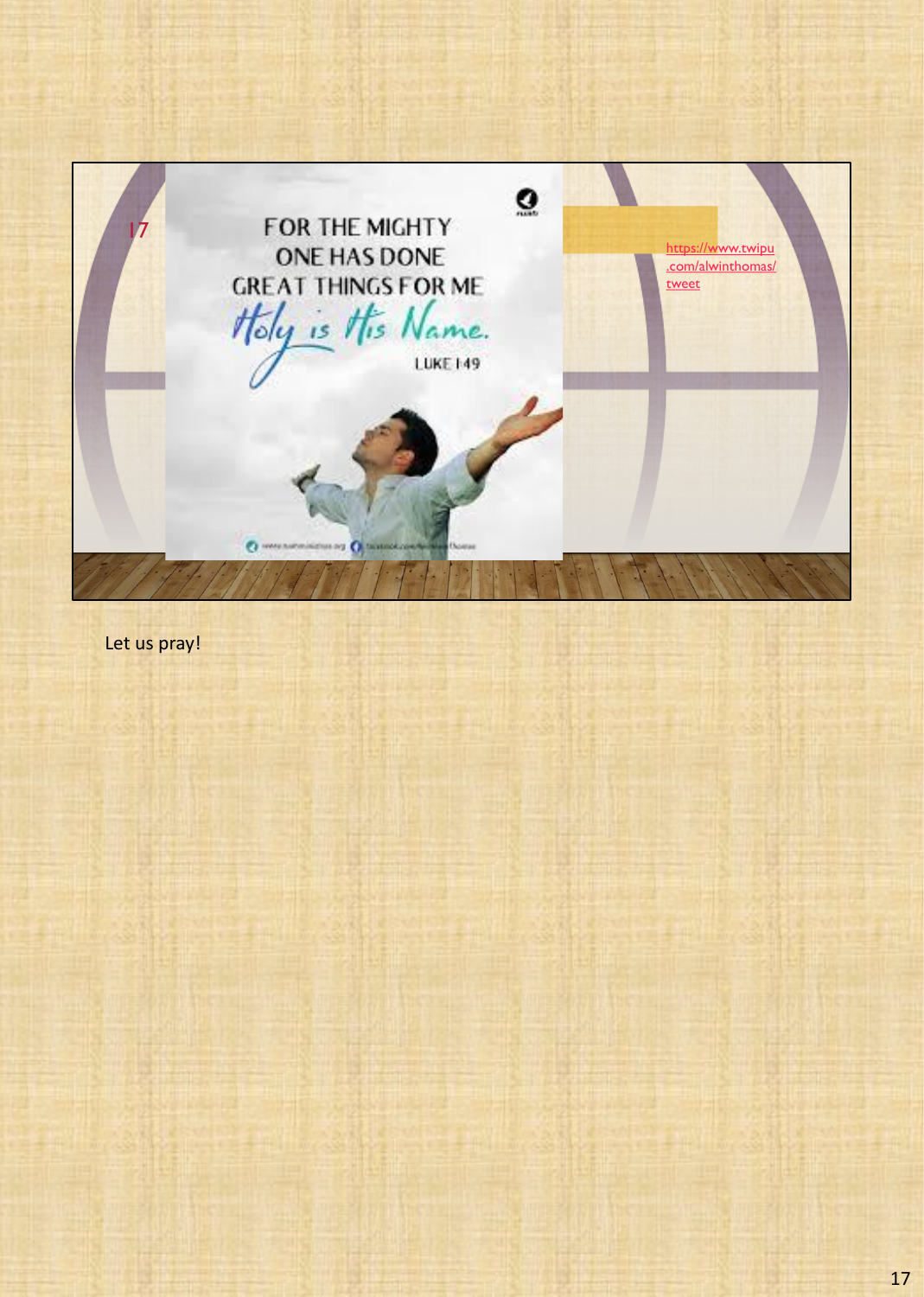17

FOR THE MIGHTY ONE HAS DONE GREAT THINGS FOR ME

Holy is His Name.

LUKE 1:49

https://www.twipu.com/alwinthomas/tweet

Let us pray!